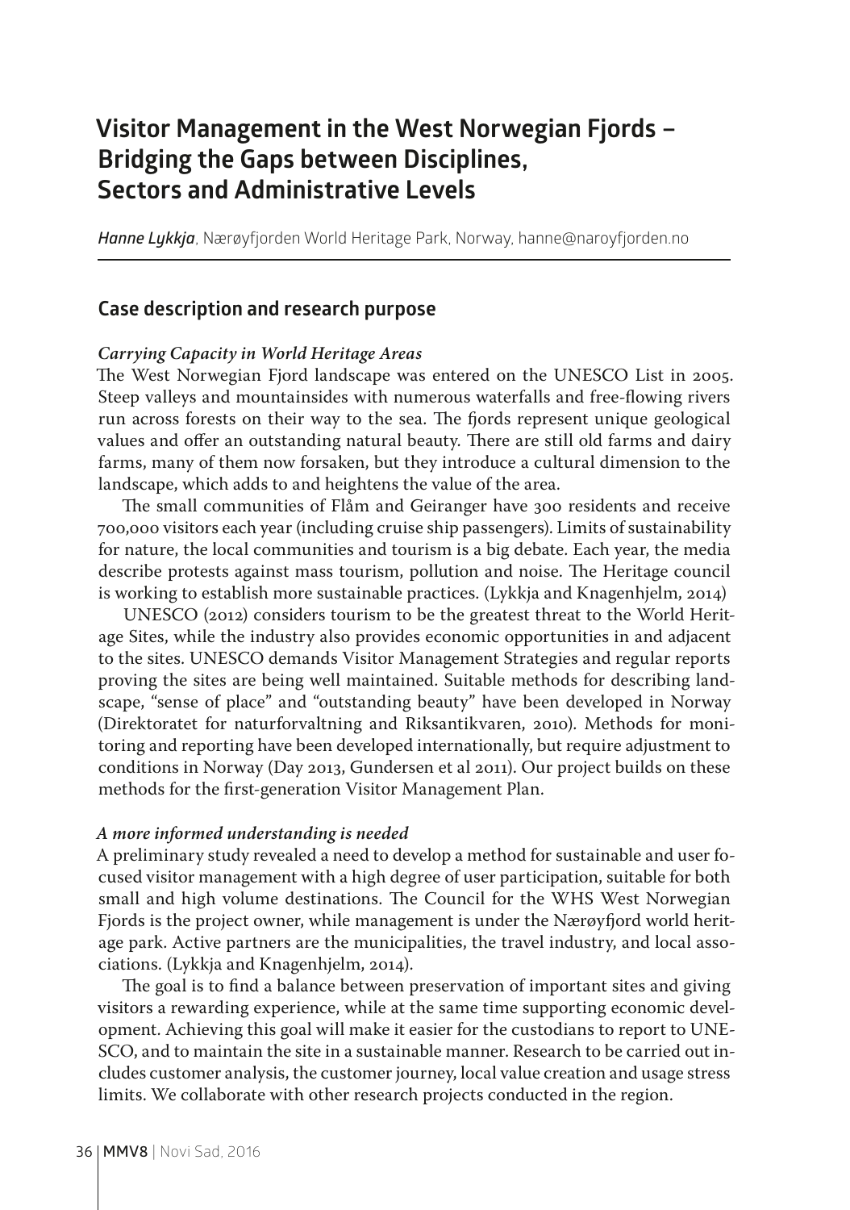# Visitor Management in the West Norwegian Fjords – Bridging the Gaps between Disciplines, Sectors and Administrative Levels

***Hanne Lykkja***, Nærøyfjorden World Heritage Park, Norway, hanne@naroyfjorden.no

## Case description and research purpose

***Carrying Capacity in World Heritage Areas***

The West Norwegian Fjord landscape was entered on the UNESCO List in 2005. Steep valleys and mountainsides with numerous waterfalls and free-flowing rivers run across forests on their way to the sea. The fjords represent unique geological values and offer an outstanding natural beauty. There are still old farms and dairy farms, many of them now forsaken, but they introduce a cultural dimension to the landscape, which adds to and heightens the value of the area.

The small communities of Flåm and Geiranger have 300 residents and receive 700,000 visitors each year (including cruise ship passengers). Limits of sustainability for nature, the local communities and tourism is a big debate. Each year, the media describe protests against mass tourism, pollution and noise. The Heritage council is working to establish more sustainable practices. (Lykkja and Knagenhjelm, 2014)

UNESCO (2012) considers tourism to be the greatest threat to the World Heritage Sites, while the industry also provides economic opportunities in and adjacent to the sites. UNESCO demands Visitor Management Strategies and regular reports proving the sites are being well maintained. Suitable methods for describing landscape, "sense of place" and "outstanding beauty" have been developed in Norway (Direktoratet for naturforvaltning and Riksantikvaren, 2010). Methods for monitoring and reporting have been developed internationally, but require adjustment to conditions in Norway (Day 2013, Gundersen et al 2011). Our project builds on these methods for the first-generation Visitor Management Plan.

***A more informed understanding is needed***

A preliminary study revealed a need to develop a method for sustainable and user focused visitor management with a high degree of user participation, suitable for both small and high volume destinations. The Council for the WHS West Norwegian Fjords is the project owner, while management is under the Nærøyfjord world heritage park. Active partners are the municipalities, the travel industry, and local associations. (Lykkja and Knagenhjelm, 2014).

The goal is to find a balance between preservation of important sites and giving visitors a rewarding experience, while at the same time supporting economic development. Achieving this goal will make it easier for the custodians to report to UNESCO, and to maintain the site in a sustainable manner. Research to be carried out includes customer analysis, the customer journey, local value creation and usage stress limits. We collaborate with other research projects conducted in the region.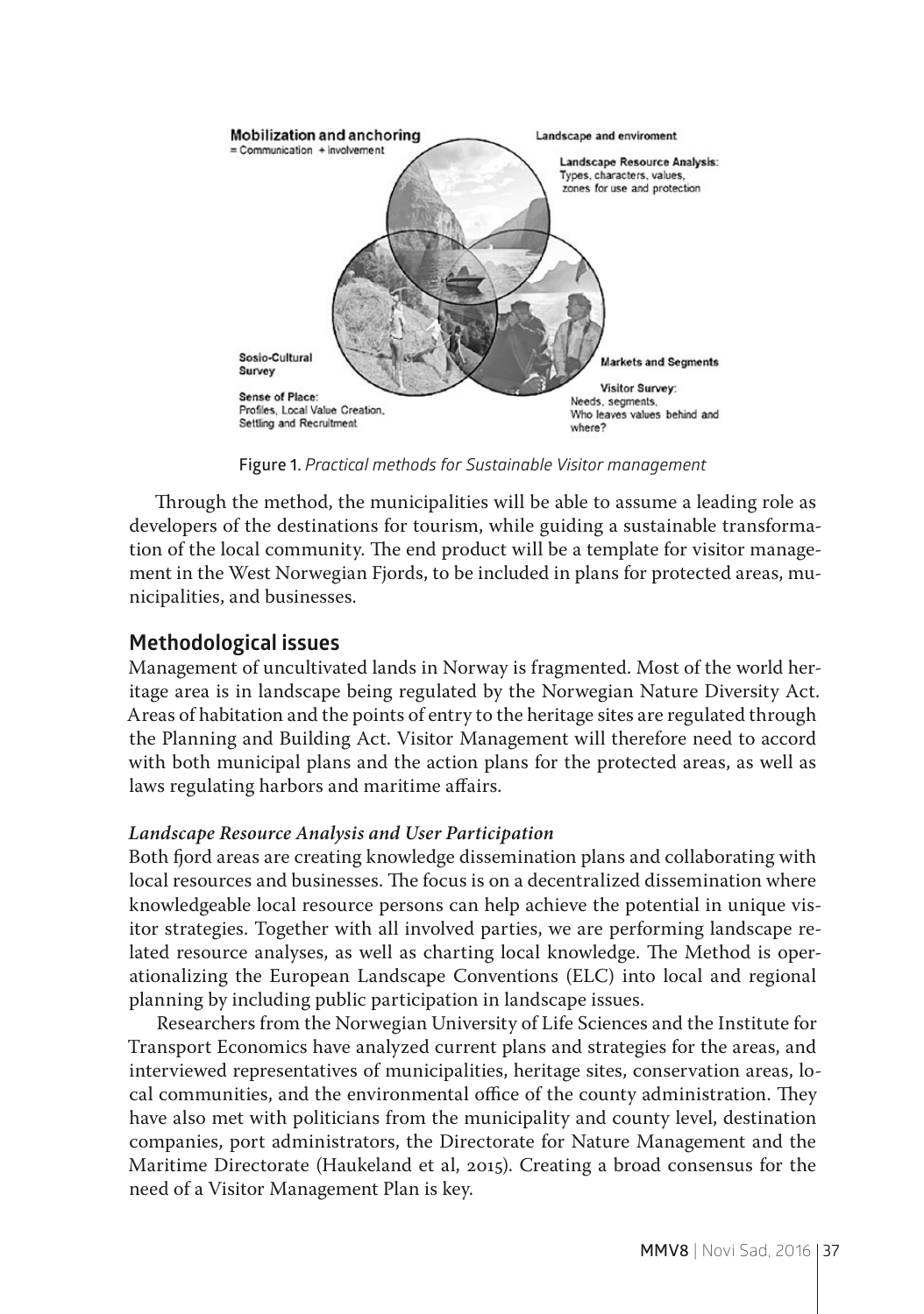Mobilization and anchoring
= Communication + involvement

Landscape and enviroment

Landscape Resource Analysis:
Types, characters, values, zones for use and protection

Sosio-Cultural Survey

Sense of Place:
Profiles, Local Value Creation, Settling and Recruitment

Markets and Segments

Visitor Survey:
Needs, segments, Who leaves values behind and where?

Figure 1. *Practical methods for Sustainable Visitor management*

Through the method, the municipalities will be able to assume a leading role as developers of the destinations for tourism, while guiding a sustainable transformation of the local community. The end product will be a template for visitor management in the West Norwegian Fjords, to be included in plans for protected areas, municipalities, and businesses.

## Methodological issues

Management of uncultivated lands in Norway is fragmented. Most of the world heritage area is in landscape being regulated by the Norwegian Nature Diversity Act. Areas of habitation and the points of entry to the heritage sites are regulated through the Planning and Building Act. Visitor Management will therefore need to accord with both municipal plans and the action plans for the protected areas, as well as laws regulating harbors and maritime affairs.

### *Landscape Resource Analysis and User Participation*

Both fjord areas are creating knowledge dissemination plans and collaborating with local resources and businesses. The focus is on a decentralized dissemination where knowledgeable local resource persons can help achieve the potential in unique visitor strategies. Together with all involved parties, we are performing landscape related resource analyses, as well as charting local knowledge. The Method is operationalizing the European Landscape Conventions (ELC) into local and regional planning by including public participation in landscape issues.

Researchers from the Norwegian University of Life Sciences and the Institute for Transport Economics have analyzed current plans and strategies for the areas, and interviewed representatives of municipalities, heritage sites, conservation areas, local communities, and the environmental office of the county administration. They have also met with politicians from the municipality and county level, destination companies, port administrators, the Directorate for Nature Management and the Maritime Directorate (Haukeland et al, 2015). Creating a broad consensus for the need of a Visitor Management Plan is key.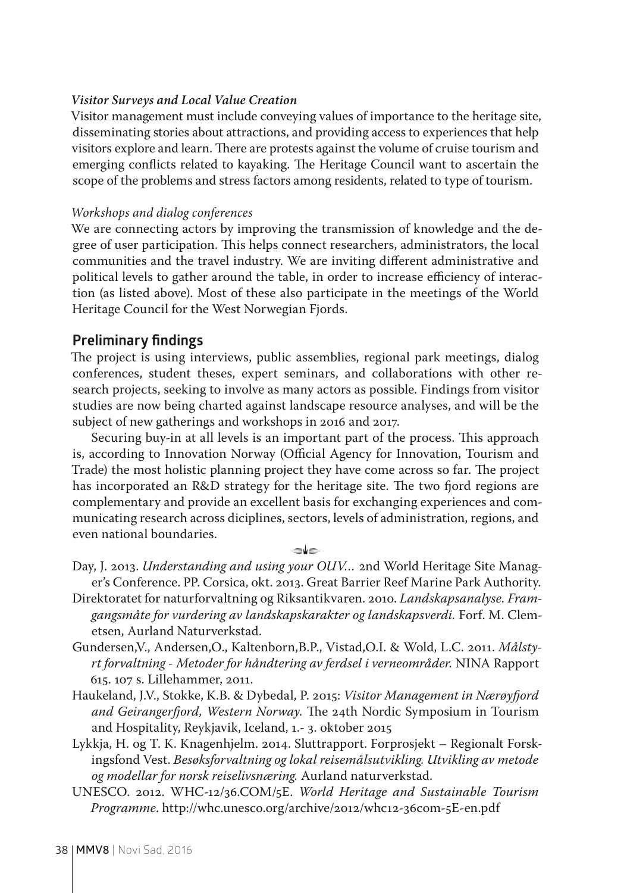*Visitor Surveys and Local Value Creation*

Visitor management must include conveying values of importance to the heritage site, disseminating stories about attractions, and providing access to experiences that help visitors explore and learn. There are protests against the volume of cruise tourism and emerging conflicts related to kayaking. The Heritage Council want to ascertain the scope of the problems and stress factors among residents, related to type of tourism.

*Workshops and dialog conferences*

We are connecting actors by improving the transmission of knowledge and the degree of user participation. This helps connect researchers, administrators, the local communities and the travel industry. We are inviting different administrative and political levels to gather around the table, in order to increase efficiency of interaction (as listed above). Most of these also participate in the meetings of the World Heritage Council for the West Norwegian Fjords.

## Preliminary findings

The project is using interviews, public assemblies, regional park meetings, dialog conferences, student theses, expert seminars, and collaborations with other research projects, seeking to involve as many actors as possible. Findings from visitor studies are now being charted against landscape resource analyses, and will be the subject of new gatherings and workshops in 2016 and 2017.

Securing buy-in at all levels is an important part of the process. This approach is, according to Innovation Norway (Official Agency for Innovation, Tourism and Trade) the most holistic planning project they have come across so far. The project has incorporated an R&D strategy for the heritage site. The two fjord regions are complementary and provide an excellent basis for exchanging experiences and communicating research across diciplines, sectors, levels of administration, regions, and even national boundaries.

Day, J. 2013. *Understanding and using your OUV...* 2nd World Heritage Site Manager's Conference. PP. Corsica, okt. 2013. Great Barrier Reef Marine Park Authority.

Direktoratet for naturforvaltning og Riksantikvaren. 2010. *Landskapsanalyse. Framgangsmåte for vurdering av landskapskarakter og landskapsverdi.* Forf. M. Clemetsen, Aurland Naturverkstad.

Gundersen,V., Andersen,O., Kaltenborn,B.P., Vistad,O.I. & Wold, L.C. 2011. *Målstyrt forvaltning - Metoder for håndtering av ferdsel i verneområder.* NINA Rapport 615. 107 s. Lillehammer, 2011.

Haukeland, J.V., Stokke, K.B. & Dybedal, P. 2015: *Visitor Management in Nærøyfjord and Geirangerfjord, Western Norway.* The 24th Nordic Symposium in Tourism and Hospitality, Reykjavik, Iceland, 1.- 3. oktober 2015

Lykkja, H. og T. K. Knagenhjelm. 2014. Sluttrapport. Forprosjekt – Regionalt Forskingsfond Vest. *Besøksforvaltning og lokal reisemålsutvikling. Utvikling av metode og modellar for norsk reiselivsnæring.* Aurland naturverkstad.

UNESCO. 2012. WHC-12/36.COM/5E. *World Heritage and Sustainable Tourism Programme*. http://whc.unesco.org/archive/2012/whc12-36com-5E-en.pdf